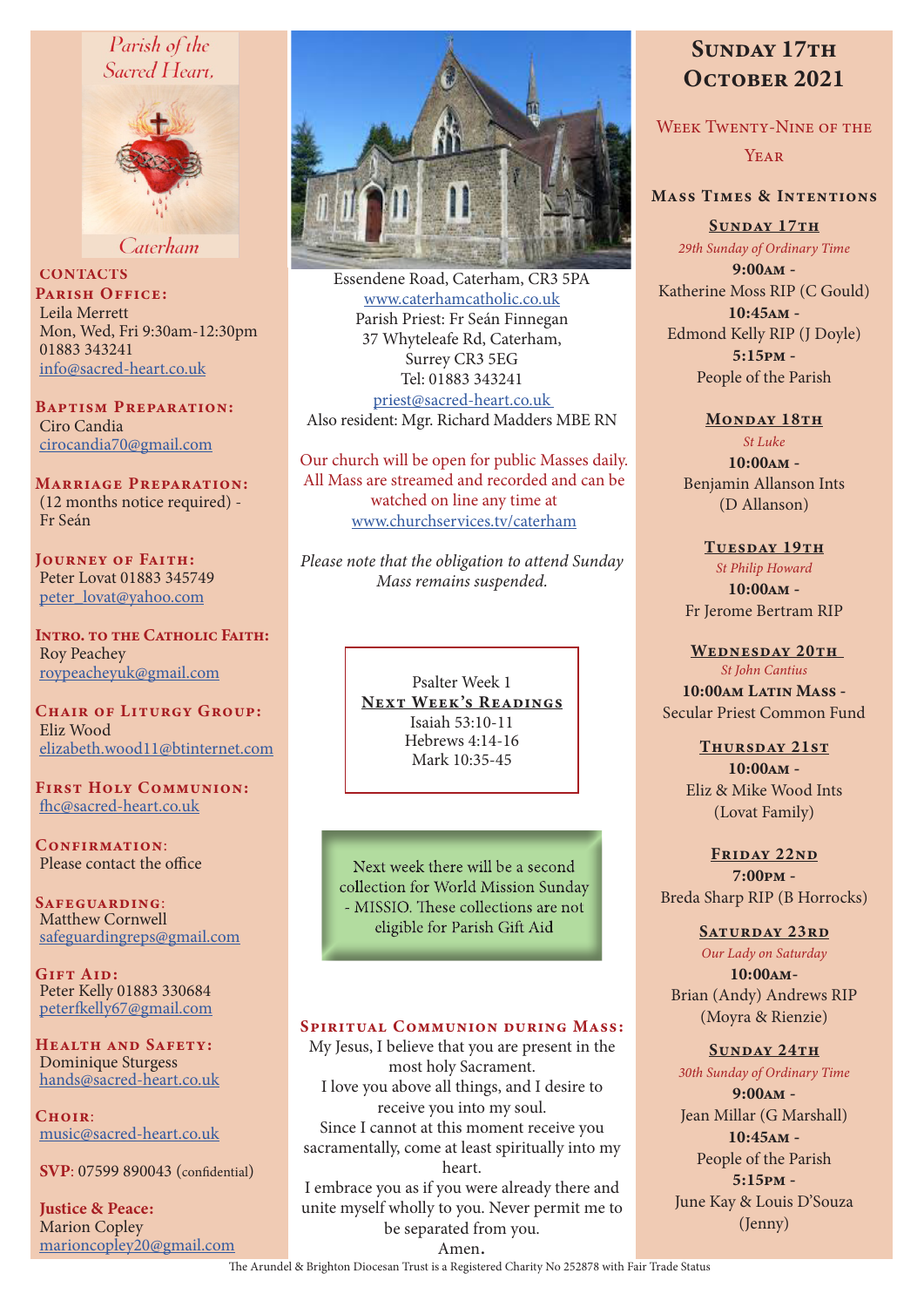Parish of the Sacred Heart, Caterham

## CONTACTS

**Parish Office:**
Leila Merrett
Mon, Wed, Fri 9:30am-12:30pm
01883 343241
info@sacred-heart.co.uk

**Baptism Preparation:**
Ciro Candia
cirocandia70@gmail.com

**Marriage Preparation:**
(12 months notice required) - Fr Seán

**Journey of Faith:**
Peter Lovat 01883 345749
peter_lovat@yahoo.com

**Intro. to the Catholic Faith:**
Roy Peachey
roypeacheyuk@gmail.com

**Chair of Liturgy Group:**
Eliz Wood
elizabeth.wood11@btinternet.com

**First Holy Communion:**
fhc@sacred-heart.co.uk

**Confirmation:**
Please contact the office

**Safeguarding:**
Matthew Cornwell
safeguardingreps@gmail.com

**Gift Aid:**
Peter Kelly 01883 330684
peterfkelly67@gmail.com

**Health and Safety:**
Dominique Sturgess
hands@sacred-heart.co.uk

**Choir:**
music@sacred-heart.co.uk

**SVP**: 07599 890043 (confidential)

**Justice & Peace:**
Marion Copley
marioncopley20@gmail.com

Essendene Road, Caterham, CR3 5PA
www.caterhamcatholic.co.uk
Parish Priest: Fr Seán Finnegan
37 Whyteleafe Rd, Caterham,
Surrey CR3 5EG
Tel: 01883 343241
priest@sacred-heart.co.uk
Also resident: Mgr. Richard Madders MBE RN

Our church will be open for public Masses daily. All Mass are streamed and recorded and can be watched on line any time at www.churchservices.tv/caterham

*Please note that the obligation to attend Sunday Mass remains suspended.*

Psalter Week 1

**Next Week's Readings**
Isaiah 53:10-11
Hebrews 4:14-16
Mark 10:35-45

Next week there will be a second collection for World Mission Sunday - MISSIO. These collections are not eligible for Parish Gift Aid

### Spiritual Communion during Mass:

My Jesus, I believe that you are present in the most holy Sacrament.
I love you above all things, and I desire to receive you into my soul.
Since I cannot at this moment receive you sacramentally, come at least spiritually into my heart.
I embrace you as if you were already there and unite myself wholly to you. Never permit me to be separated from you.
Amen.

# Sunday 17th October 2021

## Week Twenty-Nine of the Year

### Mass Times & Intentions

**Sunday 17th**
*29th Sunday of Ordinary Time*
**9:00am** - Katherine Moss RIP (C Gould)
**10:45am** - Edmond Kelly RIP (J Doyle)
**5:15pm** - People of the Parish

**Monday 18th**
*St Luke*
**10:00am** - Benjamin Allanson Ints (D Allanson)

**Tuesday 19th**
*St Philip Howard*
**10:00am** - Fr Jerome Bertram RIP

**Wednesday 20th**
*St John Cantius*
**10:00am Latin Mass** - Secular Priest Common Fund

**Thursday 21st**
**10:00am** - Eliz & Mike Wood Ints (Lovat Family)

**Friday 22nd**
**7:00pm** - Breda Sharp RIP (B Horrocks)

**Saturday 23rd**
*Our Lady on Saturday*
**10:00am** - Brian (Andy) Andrews RIP (Moyra & Rienzie)

**Sunday 24th**
*30th Sunday of Ordinary Time*
**9:00am** - Jean Millar (G Marshall)
**10:45am** - People of the Parish
**5:15pm** - June Kay & Louis D'Souza (Jenny)

The Arundel & Brighton Diocesan Trust is a Registered Charity No 252878 with Fair Trade Status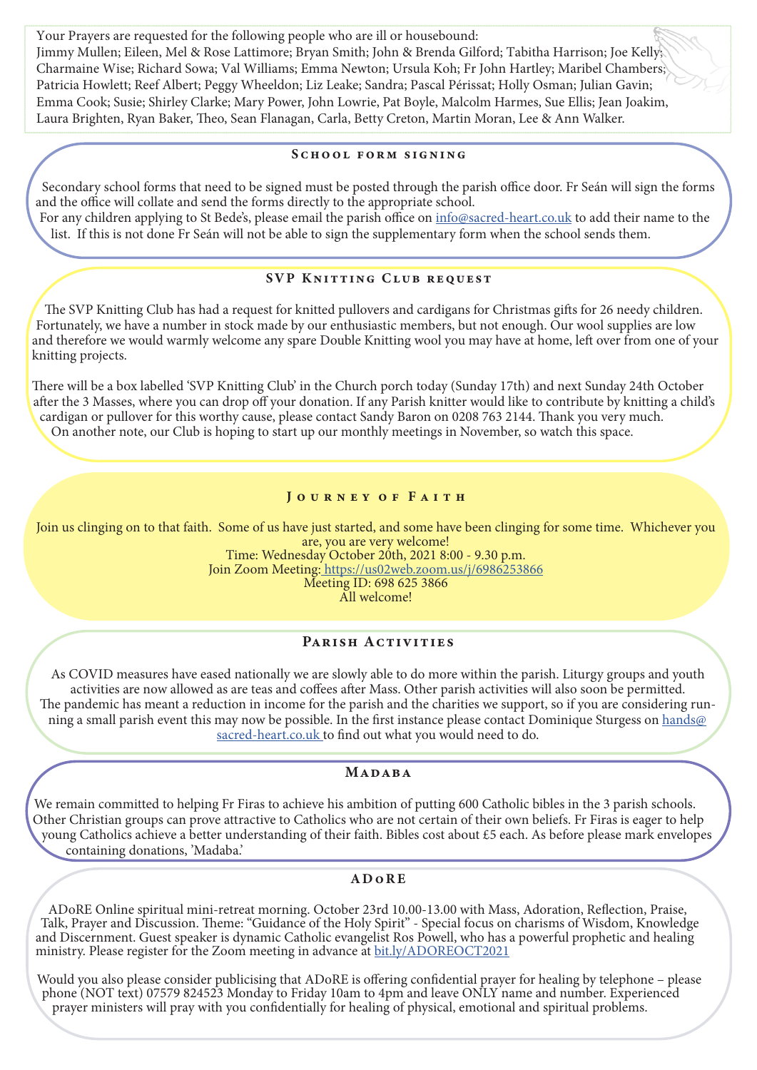Your Prayers are requested for the following people who are ill or housebound:
Jimmy Mullen; Eileen, Mel & Rose Lattimore; Bryan Smith; John & Brenda Gilford; Tabitha Harrison; Joe Kelly; Charmaine Wise; Richard Sowa; Val Williams; Emma Newton; Ursula Koh; Fr John Hartley; Maribel Chambers; Patricia Howlett; Reef Albert; Peggy Wheeldon; Liz Leake; Sandra; Pascal Périssat; Holly Osman; Julian Gavin; Emma Cook; Susie; Shirley Clarke; Mary Power, John Lowrie, Pat Boyle, Malcolm Harmes, Sue Ellis; Jean Joakim, Laura Brighten, Ryan Baker, Theo, Sean Flanagan, Carla, Betty Creton, Martin Moran, Lee & Ann Walker.

## School form signing

Secondary school forms that need to be signed must be posted through the parish office door. Fr Seán will sign the forms and the office will collate and send the forms directly to the appropriate school.
For any children applying to St Bede's, please email the parish office on info@sacred-heart.co.uk to add their name to the list. If this is not done Fr Seán will not be able to sign the supplementary form when the school sends them.

## SVP Knitting Club request

The SVP Knitting Club has had a request for knitted pullovers and cardigans for Christmas gifts for 26 needy children. Fortunately, we have a number in stock made by our enthusiastic members, but not enough. Our wool supplies are low and therefore we would warmly welcome any spare Double Knitting wool you may have at home, left over from one of your knitting projects.

There will be a box labelled 'SVP Knitting Club' in the Church porch today (Sunday 17th) and next Sunday 24th October after the 3 Masses, where you can drop off your donation. If any Parish knitter would like to contribute by knitting a child's cardigan or pullover for this worthy cause, please contact Sandy Baron on 0208 763 2144. Thank you very much.
On another note, our Club is hoping to start up our monthly meetings in November, so watch this space.

## Journey of Faith

Join us clinging on to that faith. Some of us have just started, and some have been clinging for some time. Whichever you are, you are very welcome!
Time: Wednesday October 20th, 2021 8:00 - 9.30 p.m.
Join Zoom Meeting: https://us02web.zoom.us/j/6986253866
Meeting ID: 698 625 3866
All welcome!

## Parish Activities

As COVID measures have eased nationally we are slowly able to do more within the parish. Liturgy groups and youth activities are now allowed as are teas and coffees after Mass. Other parish activities will also soon be permitted.
The pandemic has meant a reduction in income for the parish and the charities we support, so if you are considering running a small parish event this may now be possible. In the first instance please contact Dominique Sturgess on hands@sacred-heart.co.uk to find out what you would need to do.

## Madaba

We remain committed to helping Fr Firas to achieve his ambition of putting 600 Catholic bibles in the 3 parish schools. Other Christian groups can prove attractive to Catholics who are not certain of their own beliefs. Fr Firas is eager to help young Catholics achieve a better understanding of their faith. Bibles cost about £5 each. As before please mark envelopes containing donations, 'Madaba.'

## ADoRE

ADoRE Online spiritual mini-retreat morning. October 23rd 10.00-13.00 with Mass, Adoration, Reflection, Praise, Talk, Prayer and Discussion. Theme: "Guidance of the Holy Spirit" - Special focus on charisms of Wisdom, Knowledge and Discernment. Guest speaker is dynamic Catholic evangelist Ros Powell, who has a powerful prophetic and healing ministry. Please register for the Zoom meeting in advance at bit.ly/ADOREOCT2021

Would you also please consider publicising that ADoRE is offering confidential prayer for healing by telephone – please phone (NOT text) 07579 824523 Monday to Friday 10am to 4pm and leave ONLY name and number. Experienced prayer ministers will pray with you confidentially for healing of physical, emotional and spiritual problems.